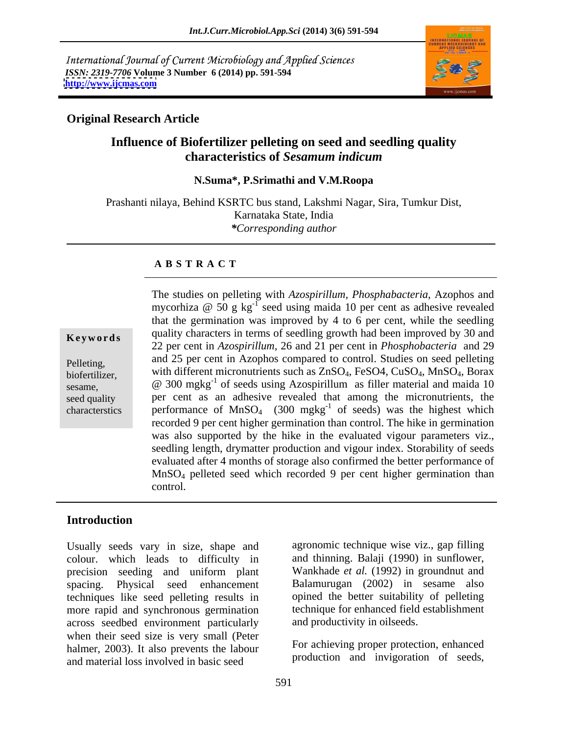International Journal of Current Microbiology and Applied Sciences
*ISSN: 2319-7706* **Volume 3 Number 6 (2014) pp. 591-594**
**http://www.ijcmas.com**

**Original Research Article**

# Influence of Biofertilizer pelleting on seed and seedling quality characteristics of *Sesamum indicum*

**N.Suma*, P.Srimathi and V.M.Roopa**

Prashanti nilaya, Behind KSRTC bus stand, Lakshmi Nagar, Sira, Tumkur Dist, Karnataka State, India

***Corresponding author**

## ABSTRACT

**Keywords**

Pelleting, biofertilizer, sesame, seed quality characterstics

The studies on pelleting with *Azospirillum, Phosphabacteria*, Azophos and mycorhiza @ 50 g $kg^{-1}$ seed using maida 10 per cent as adhesive revealed that the germination was improved by 4 to 6 per cent, while the seedling quality characters in terms of seedling growth had been improved by 30 and 22 per cent in *Azospirillum*, 26 and 21 per cent in *Phosphobacteria* and 29 and 25 per cent in Azophos compared to control. Studies on seed pelleting with different micronutrients such as $ZnSO_4$, FeSO4, $CuSO_4$, $MnSO_4$, Borax @ 300 $mgkg^{-1}$ of seeds using Azospirillum as filler material and maida 10 per cent as an adhesive revealed that among the micronutrients, the performance of $MnSO_4$ (300 $mgkg^{-1}$ of seeds) was the highest which recorded 9 per cent higher germination than control. The hike in germination was also supported by the hike in the evaluated vigour parameters viz., seedling length, drymatter production and vigour index. Storability of seeds evaluated after 4 months of storage also confirmed the better performance of $MnSO_4$ pelleted seed which recorded 9 per cent higher germination than control.

## Introduction

Usually seeds vary in size, shape and colour. which leads to difficulty in precision seeding and uniform plant spacing. Physical seed enhancement techniques like seed pelleting results in more rapid and synchronous germination across seedbed environment particularly when their seed size is very small (Peter halmer, 2003). It also prevents the labour and material loss involved in basic seed agronomic technique wise viz., gap filling and thinning. Balaji (1990) in sunflower, Wankhade *et al.* (1992) in groundnut and Balamurugan (2002) in sesame also opined the better suitability of pelleting technique for enhanced field establishment and productivity in oilseeds.

For achieving proper protection, enhanced production and invigoration of seeds,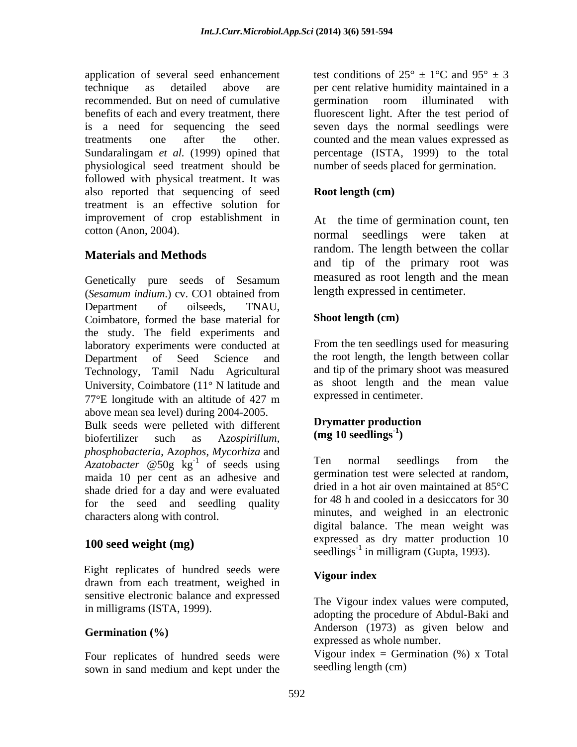application of several seed enhancement technique as detailed above are recommended. But on need of cumulative benefits of each and every treatment, there is a need for sequencing the seed treatments one after the other. Sundaralingam *et al.* (1999) opined that physiological seed treatment should be followed with physical treatment. It was also reported that sequencing of seed treatment is an effective solution for improvement of crop establishment in cotton (Anon, 2004).

## Materials and Methods

Genetically pure seeds of Sesamum (*Sesamum indium.*) cv. CO1 obtained from Department of oilseeds, TNAU, Coimbatore, formed the base material for the study. The field experiments and laboratory experiments were conducted at Department of Seed Science and Technology, Tamil Nadu Agricultural University, Coimbatore (11° N latitude and 77°E longitude with an altitude of 427 m above mean sea level) during 2004-2005. Bulk seeds were pelleted with different biofertilizer such as A*zospirillum*, *phosphobacteria*, A*zophos*, *Mycorhiza* and *Azatobacter* @50g $kg^{-1}$ of seeds using maida 10 per cent as an adhesive and shade dried for a day and were evaluated for the seed and seedling quality characters along with control.

### 100 seed weight (mg)

Eight replicates of hundred seeds were drawn from each treatment, weighed in sensitive electronic balance and expressed in milligrams (ISTA, 1999).

### Germination (%)

Four replicates of hundred seeds were sown in sand medium and kept under the test conditions of 25° ± 1°C and 95° ± 3 per cent relative humidity maintained in a germination room illuminated with fluorescent light. After the test period of seven days the normal seedlings were counted and the mean values expressed as percentage (ISTA, 1999) to the total number of seeds placed for germination.

### Root length (cm)

At the time of germination count, ten normal seedlings were taken at random. The length between the collar and tip of the primary root was measured as root length and the mean length expressed in centimeter.

### Shoot length (cm)

From the ten seedlings used for measuring the root length, the length between collar and tip of the primary shoot was measured as shoot length and the mean value expressed in centimeter.

### Drymatter production (mg 10 $seedlings^{-1}$)

Ten normal seedlings from the germination test were selected at random, dried in a hot air oven maintained at 85°C for 48 h and cooled in a desiccators for 30 minutes, and weighed in an electronic digital balance. The mean weight was expressed as dry matter production 10 $seedlings^{-1}$ in milligram (Gupta, 1993).

### Vigour index

The Vigour index values were computed, adopting the procedure of Abdul-Baki and Anderson (1973) as given below and expressed as whole number.

Vigour index = Germination (%) x Total seedling length (cm)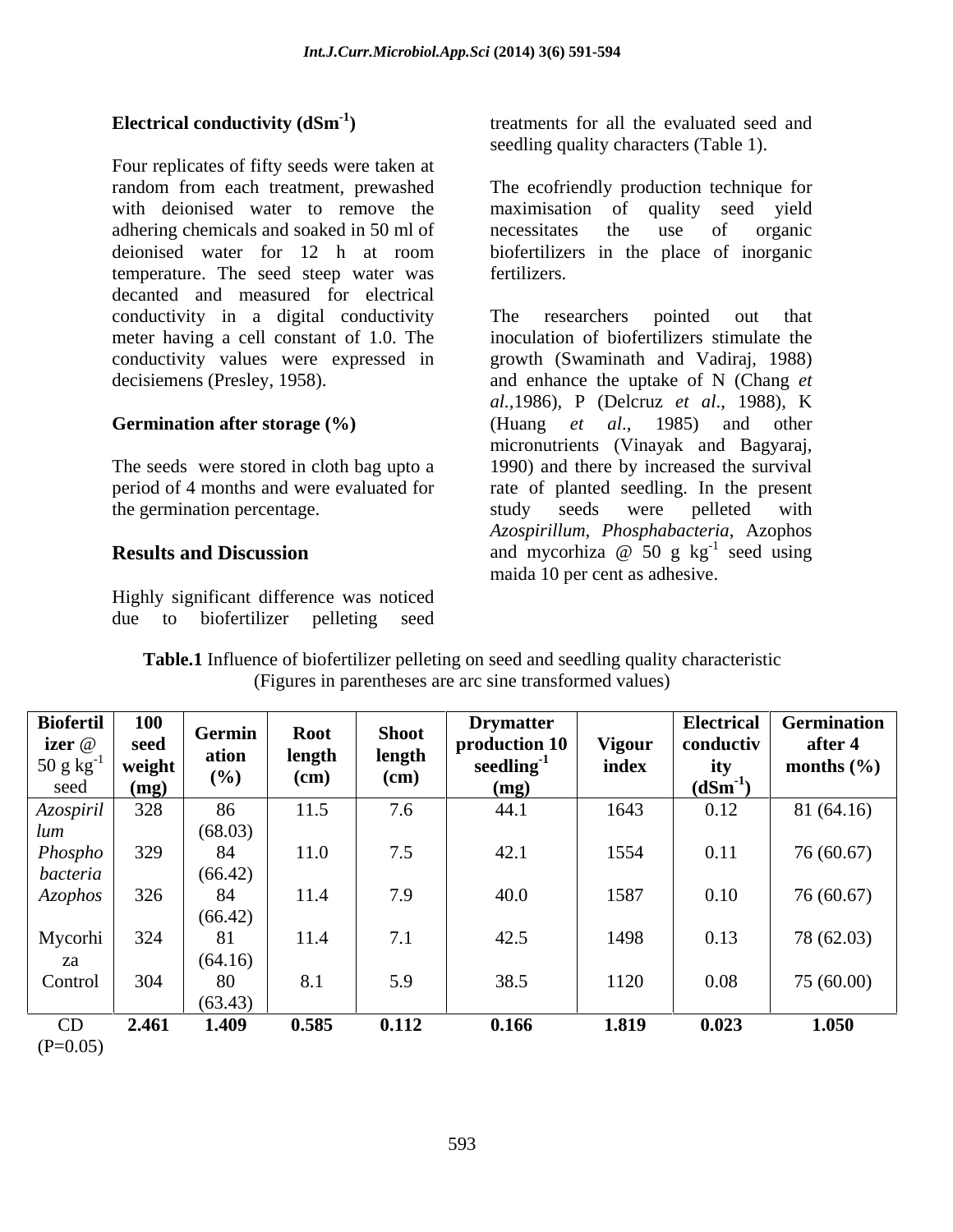**Electrical conductivity ($dSm^{-1}$)**

Four replicates of fifty seeds were taken at random from each treatment, prewashed with deionised water to remove the adhering chemicals and soaked in 50 ml of deionised water for 12 h at room temperature. The seed steep water was decanted and measured for electrical conductivity in a digital conductivity meter having a cell constant of 1.0. The conductivity values were expressed in decisiemens (Presley, 1958).

**Germination after storage (%)**

The seeds were stored in cloth bag upto a period of 4 months and were evaluated for the germination percentage.

## Results and Discussion

Highly significant difference was noticed due to biofertilizer pelleting seed treatments for all the evaluated seed and seedling quality characters (Table 1).

The ecofriendly production technique for maximisation of quality seed yield necessitates the use of organic biofertilizers in the place of inorganic fertilizers.

The researchers pointed out that inoculation of biofertilizers stimulate the growth (Swaminath and Vadiraj, 1988) and enhance the uptake of N (Chang *et al.*,1986), P (Delcruz *et al*., 1988), K (Huang *et al*., 1985) and other micronutrients (Vinayak and Bagyaraj, 1990) and there by increased the survival rate of planted seedling. In the present study seeds were pelleted with *Azospirillum*, *Phosphabacteria*, Azophos and mycorhiza @ 50 g $kg^{-1}$ seed using maida 10 per cent as adhesive.

**Table.1** Influence of biofertilizer pelleting on seed and seedling quality characteristic (Figures in parentheses are arc sine transformed values)

| Biofertilizer @ 50 g $kg^{-1}$ seed | 100 seed weight (mg) | Germination (%) | Root length (cm) | Shoot length (cm) | Drymatter production 10 $seedling^{-1}$ (mg) | Vigour index | Electrical conductivity ($dSm^{-1}$) | Germination after 4 months (%) |
|---|---|---|---|---|---|---|---|---|
| *Azospirillum* | 328 | 86 (68.03) | 11.5 | 7.6 | 44.1 | 1643 | 0.12 | 81 (64.16) |
| *Phosphobacteria* | 329 | 84 (66.42) | 11.0 | 7.5 | 42.1 | 1554 | 0.11 | 76 (60.67) |
| *Azophos* | 326 | 84 (66.42) | 11.4 | 7.9 | 40.0 | 1587 | 0.10 | 76 (60.67) |
| Mycorhiza | 324 | 81 (64.16) | 11.4 | 7.1 | 42.5 | 1498 | 0.13 | 78 (62.03) |
| Control | 304 | 80 (63.43) | 8.1 | 5.9 | 38.5 | 1120 | 0.08 | 75 (60.00) |
| CD (P=0.05) | **2.461** | **1.409** | **0.585** | **0.112** | **0.166** | **1.819** | **0.023** | **1.050** |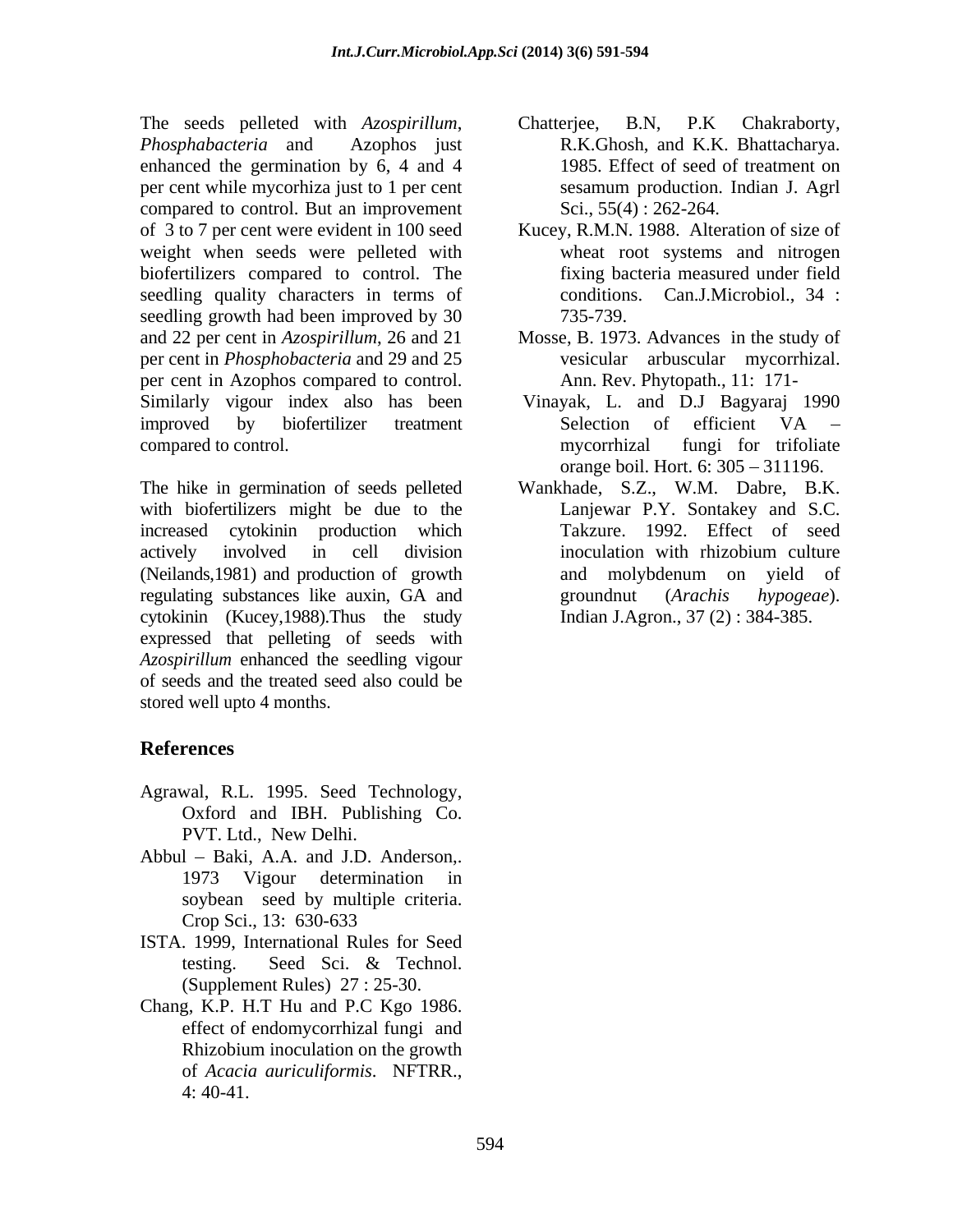The seeds pelleted with *Azospirillum*, *Phosphabacteria* and Azophos just enhanced the germination by 6, 4 and 4 per cent while mycorhiza just to 1 per cent compared to control. But an improvement of 3 to 7 per cent were evident in 100 seed weight when seeds were pelleted with biofertilizers compared to control. The seedling quality characters in terms of seedling growth had been improved by 30 and 22 per cent in *Azospirillum*, 26 and 21 per cent in *Phosphobacteria* and 29 and 25 per cent in Azophos compared to control. Similarly vigour index also has been improved by biofertilizer treatment compared to control.

The hike in germination of seeds pelleted with biofertilizers might be due to the increased cytokinin production which actively involved in cell division (Neilands,1981) and production of growth regulating substances like auxin, GA and cytokinin (Kucey,1988).Thus the study expressed that pelleting of seeds with *Azospirillum* enhanced the seedling vigour of seeds and the treated seed also could be stored well upto 4 months.

## References

- Agrawal, R.L. 1995. Seed Technology, Oxford and IBH. Publishing Co. PVT. Ltd., New Delhi.
- Abbul – Baki, A.A. and J.D. Anderson,. 1973 Vigour determination in soybean seed by multiple criteria. Crop Sci., 13: 630-633
- ISTA. 1999, International Rules for Seed testing. Seed Sci. & Technol. (Supplement Rules) 27 : 25-30.
- Chang, K.P. H.T Hu and P.C Kgo 1986. effect of endomycorrhizal fungi and Rhizobium inoculation on the growth of *Acacia auriculiformis*. NFTRR., 4: 40-41.
- Chatterjee, B.N, P.K Chakraborty, R.K.Ghosh, and K.K. Bhattacharya. 1985. Effect of seed of treatment on sesamum production. Indian J. Agrl Sci., 55(4) : 262-264.
- Kucey, R.M.N. 1988. Alteration of size of wheat root systems and nitrogen fixing bacteria measured under field conditions. Can.J.Microbiol., 34 : 735-739.
- Mosse, B. 1973. Advances in the study of vesicular arbuscular mycorrhizal. Ann. Rev. Phytopath., 11: 171-
- Vinayak, L. and D.J Bagyaraj 1990 Selection of efficient VA – mycorrhizal fungi for trifoliate orange boil. Hort. 6: 305 – 311196.
- Wankhade, S.Z., W.M. Dabre, B.K. Lanjewar P.Y. Sontakey and S.C. Takzure. 1992. Effect of seed inoculation with rhizobium culture and molybdenum on yield of groundnut (*Arachis hypogeae*). Indian J.Agron., 37 (2) : 384-385.